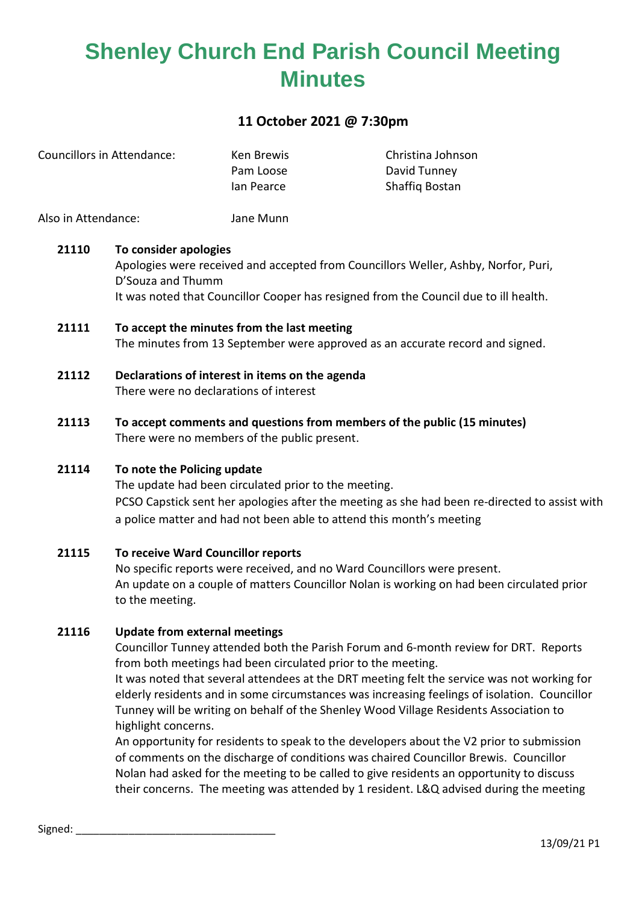# Shenley Church End Parish Council Meeting Minutes

**11 October 2021 @ 7:30pm**

| Councillors in Attendance: | Ken Brewis | Christina Johnson |
|---|---|---|
| | Pam Loose | David Tunney |
| | Ian Pearce | Shaffiq Bostan |

Also in Attendance: Jane Munn

**21110 To consider apologies**

Apologies were received and accepted from Councillors Weller, Ashby, Norfor, Puri, D'Souza and Thumm

It was noted that Councillor Cooper has resigned from the Council due to ill health.

**21111 To accept the minutes from the last meeting**

The minutes from 13 September were approved as an accurate record and signed.

**21112 Declarations of interest in items on the agenda**

There were no declarations of interest

**21113 To accept comments and questions from members of the public (15 minutes)**

There were no members of the public present.

**21114 To note the Policing update**

The update had been circulated prior to the meeting.

PCSO Capstick sent her apologies after the meeting as she had been re-directed to assist with a police matter and had not been able to attend this month's meeting

**21115 To receive Ward Councillor reports**

No specific reports were received, and no Ward Councillors were present.

An update on a couple of matters Councillor Nolan is working on had been circulated prior to the meeting.

**21116 Update from external meetings**

Councillor Tunney attended both the Parish Forum and 6-month review for DRT. Reports from both meetings had been circulated prior to the meeting.

It was noted that several attendees at the DRT meeting felt the service was not working for elderly residents and in some circumstances was increasing feelings of isolation. Councillor Tunney will be writing on behalf of the Shenley Wood Village Residents Association to highlight concerns.

An opportunity for residents to speak to the developers about the V2 prior to submission of comments on the discharge of conditions was chaired Councillor Brewis. Councillor Nolan had asked for the meeting to be called to give residents an opportunity to discuss their concerns. The meeting was attended by 1 resident. L&Q advised during the meeting

Signed: ________________________________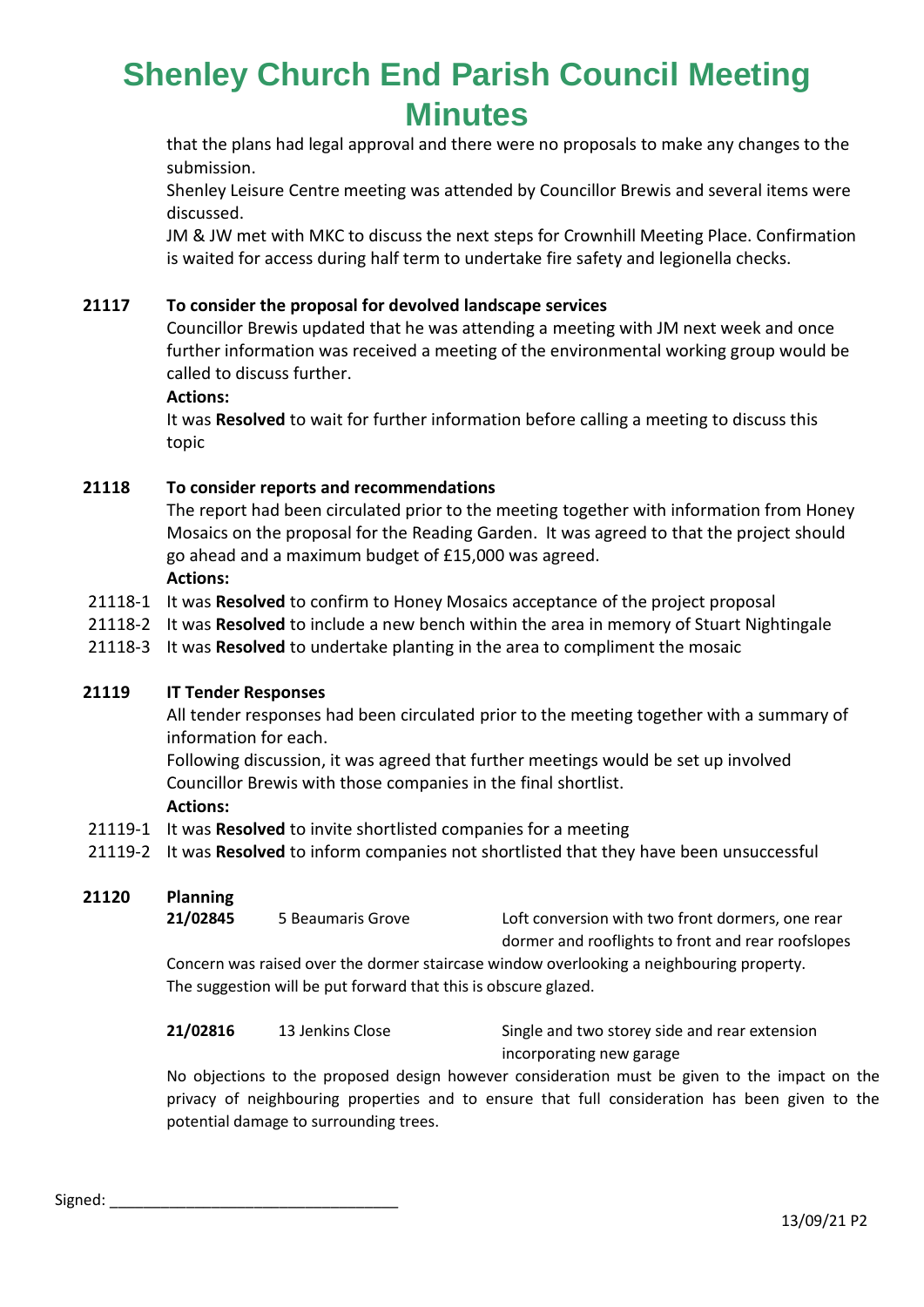that the plans had legal approval and there were no proposals to make any changes to the submission.
Shenley Leisure Centre meeting was attended by Councillor Brewis and several items were discussed.
JM & JW met with MKC to discuss the next steps for Crownhill Meeting Place. Confirmation is waited for access during half term to undertake fire safety and legionella checks.

**21117 To consider the proposal for devolved landscape services**

Councillor Brewis updated that he was attending a meeting with JM next week and once further information was received a meeting of the environmental working group would be called to discuss further.

**Actions:**

It was **Resolved** to wait for further information before calling a meeting to discuss this topic

**21118 To consider reports and recommendations**

The report had been circulated prior to the meeting together with information from Honey Mosaics on the proposal for the Reading Garden. It was agreed to that the project should go ahead and a maximum budget of £15,000 was agreed.

**Actions:**

21118-1 It was **Resolved** to confirm to Honey Mosaics acceptance of the project proposal
21118-2 It was **Resolved** to include a new bench within the area in memory of Stuart Nightingale
21118-3 It was **Resolved** to undertake planting in the area to compliment the mosaic

**21119 IT Tender Responses**

All tender responses had been circulated prior to the meeting together with a summary of information for each.
Following discussion, it was agreed that further meetings would be set up involved Councillor Brewis with those companies in the final shortlist.

**Actions:**

21119-1 It was **Resolved** to invite shortlisted companies for a meeting
21119-2 It was **Resolved** to inform companies not shortlisted that they have been unsuccessful

**21120 Planning**

**21/02845** 5 Beaumaris Grove — Loft conversion with two front dormers, one rear dormer and rooflights to front and rear roofslopes

Concern was raised over the dormer staircase window overlooking a neighbouring property. The suggestion will be put forward that this is obscure glazed.

**21/02816** 13 Jenkins Close — Single and two storey side and rear extension incorporating new garage

No objections to the proposed design however consideration must be given to the impact on the privacy of neighbouring properties and to ensure that full consideration has been given to the potential damage to surrounding trees.

Signed: ________________________________

13/09/21 P2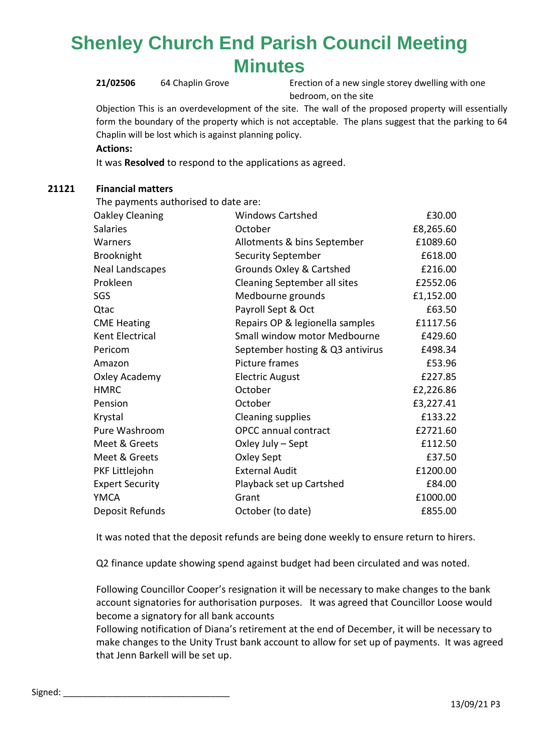# Shenley Church End Parish Council Meeting Minutes

| | | |
|---|---|---|
| **21/02506** | 64 Chaplin Grove | Erection of a new single storey dwelling with one bedroom, on the site |

Objection This is an overdevelopment of the site. The wall of the proposed property will essentially form the boundary of the property which is not acceptable. The plans suggest that the parking to 64 Chaplin will be lost which is against planning policy.

**Actions:**

It was **Resolved** to respond to the applications as agreed.

**21121 Financial matters**

The payments authorised to date are:

| | | |
|---|---|---|
| Oakley Cleaning | Windows Cartshed | £30.00 |
| Salaries | October | £8,265.60 |
| Warners | Allotments & bins September | £1089.60 |
| Brooknight | Security September | £618.00 |
| Neal Landscapes | Grounds Oxley & Cartshed | £216.00 |
| Prokleen | Cleaning September all sites | £2552.06 |
| SGS | Medbourne grounds | £1,152.00 |
| Qtac | Payroll Sept & Oct | £63.50 |
| CME Heating | Repairs OP & legionella samples | £1117.56 |
| Kent Electrical | Small window motor Medbourne | £429.60 |
| Pericom | September hosting & Q3 antivirus | £498.34 |
| Amazon | Picture frames | £53.96 |
| Oxley Academy | Electric August | £227.85 |
| HMRC | October | £2,226.86 |
| Pension | October | £3,227.41 |
| Krystal | Cleaning supplies | £133.22 |
| Pure Washroom | OPCC annual contract | £2721.60 |
| Meet & Greets | Oxley July – Sept | £112.50 |
| Meet & Greets | Oxley Sept | £37.50 |
| PKF Littlejohn | External Audit | £1200.00 |
| Expert Security | Playback set up Cartshed | £84.00 |
| YMCA | Grant | £1000.00 |
| Deposit Refunds | October (to date) | £855.00 |

It was noted that the deposit refunds are being done weekly to ensure return to hirers.

Q2 finance update showing spend against budget had been circulated and was noted.

Following Councillor Cooper's resignation it will be necessary to make changes to the bank account signatories for authorisation purposes. It was agreed that Councillor Loose would become a signatory for all bank accounts

Following notification of Diana's retirement at the end of December, it will be necessary to make changes to the Unity Trust bank account to allow for set up of payments. It was agreed that Jenn Barkell will be set up.

Signed: ________________________________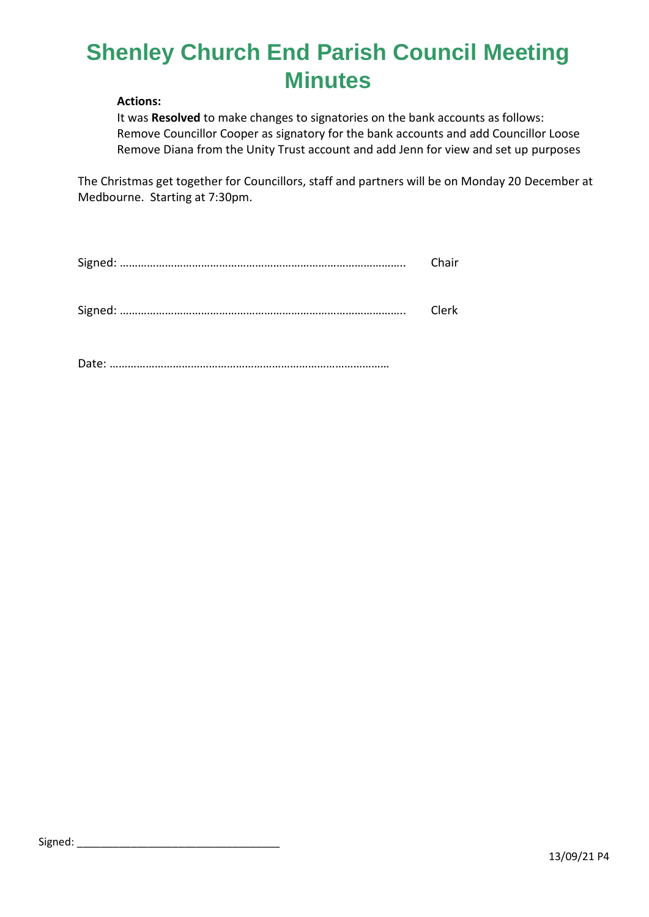# Shenley Church End Parish Council Meeting Minutes

**Actions:**

It was **Resolved** to make changes to signatories on the bank accounts as follows:
Remove Councillor Cooper as signatory for the bank accounts and add Councillor Loose
Remove Diana from the Unity Trust account and add Jenn for view and set up purposes

The Christmas get together for Councillors, staff and partners will be on Monday 20 December at Medbourne. Starting at 7:30pm.

Signed: ………………………………………………………………………………….. Chair

Signed: ………………………………………………………………………………….. Clerk

Date: ………………………………………………………………………………

Signed: ________________________________

13/09/21 P4